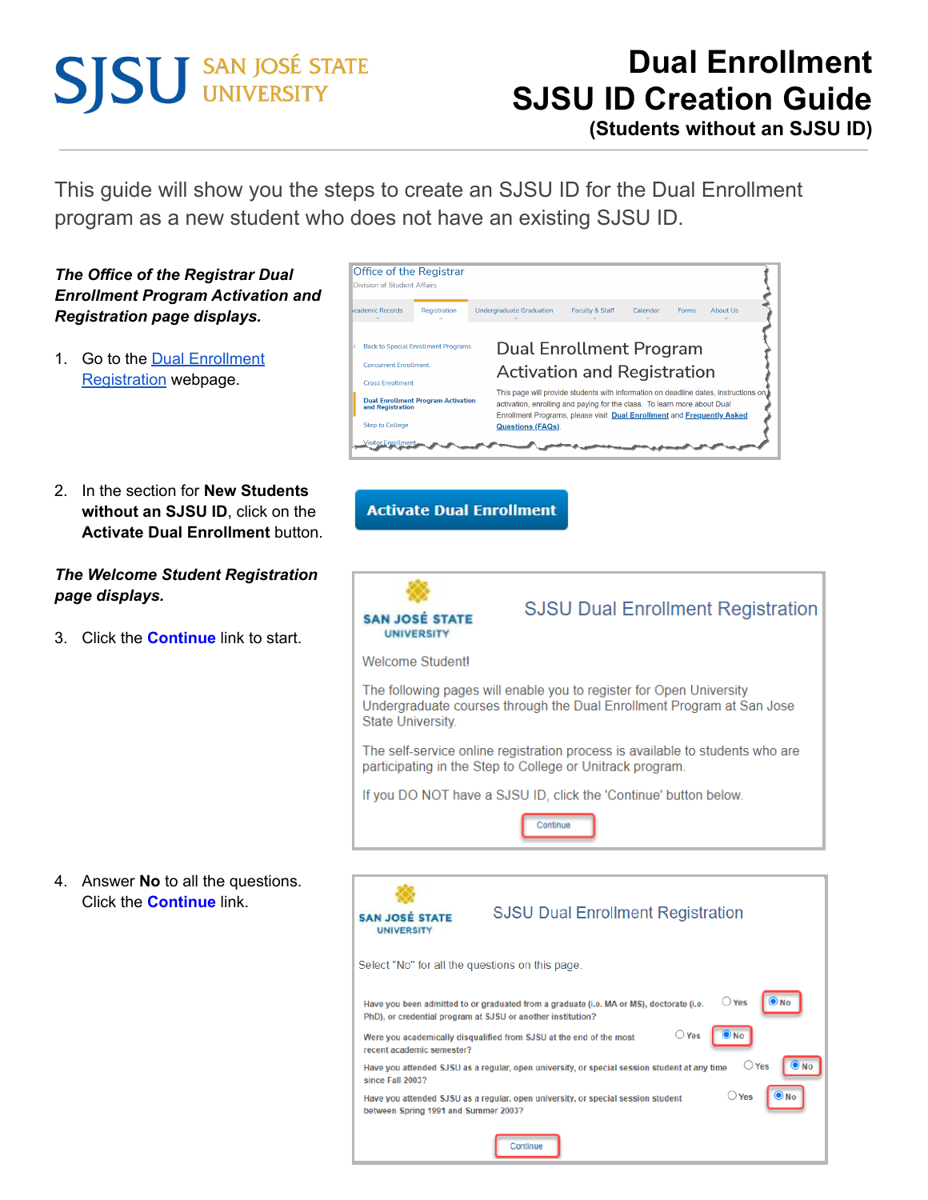# Dual Enrollment SJSU ID Creation Guide

**(Students without an SJSU ID)**

This guide will show you the steps to create an SJSU ID for the Dual Enrollment program as a new student who does not have an existing SJSU ID.

***The Office of the Registrar Dual Enrollment Program Activation and Registration page displays.***

1. Go to the [Dual Enrollment Registration]() webpage.

2. In the section for **New Students without an SJSU ID**, click on the **Activate Dual Enrollment** button.

***The Welcome Student Registration page displays.***

3. Click the **Continue** link to start.

4. Answer **No** to all the questions. Click the **Continue** link.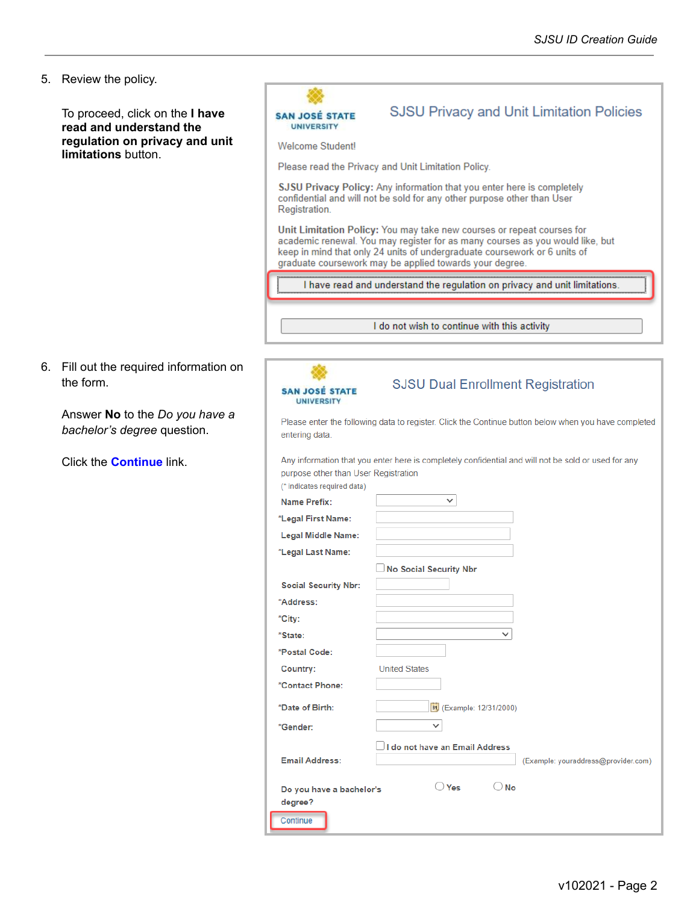5. Review the policy.

   To proceed, click on the **I have read and understand the regulation on privacy and unit limitations** button.

   **SJSU Privacy and Unit Limitation Policies**

   Welcome Student!

   Please read the Privacy and Unit Limitation Policy.

   **SJSU Privacy Policy:** Any information that you enter here is completely confidential and will not be sold for any other purpose other than User Registration.

   **Unit Limitation Policy:** You may take new courses or repeat courses for academic renewal. You may register for as many courses as you would like, but keep in mind that only 24 units of undergraduate coursework or 6 units of graduate coursework may be applied towards your degree.

   [I have read and understand the regulation on privacy and unit limitations.]

   [I do not wish to continue with this activity]

6. Fill out the required information on the form.

   Answer **No** to the *Do you have a bachelor's degree* question.

   Click the **Continue** link.

   **SJSU Dual Enrollment Registration**

   Please enter the following data to register. Click the Continue button below when you have completed entering data.

   Any information that you enter here is completely confidential and will not be sold or used for any purpose other than User Registration

   (* indicates required data)

   - Name Prefix:
   - *Legal First Name:
   - Legal Middle Name:
   - *Legal Last Name:
   - No Social Security Nbr
   - Social Security Nbr:
   - *Address:
   - *City:
   - *State:
   - *Postal Code:
   - Country: United States
   - *Contact Phone:
   - *Date of Birth: (Example: 12/31/2000)
   - *Gender:
   - I do not have an Email Address
   - Email Address: (Example: youraddress@provider.com)
   - Do you have a bachelor's degree? Yes / No

   Continue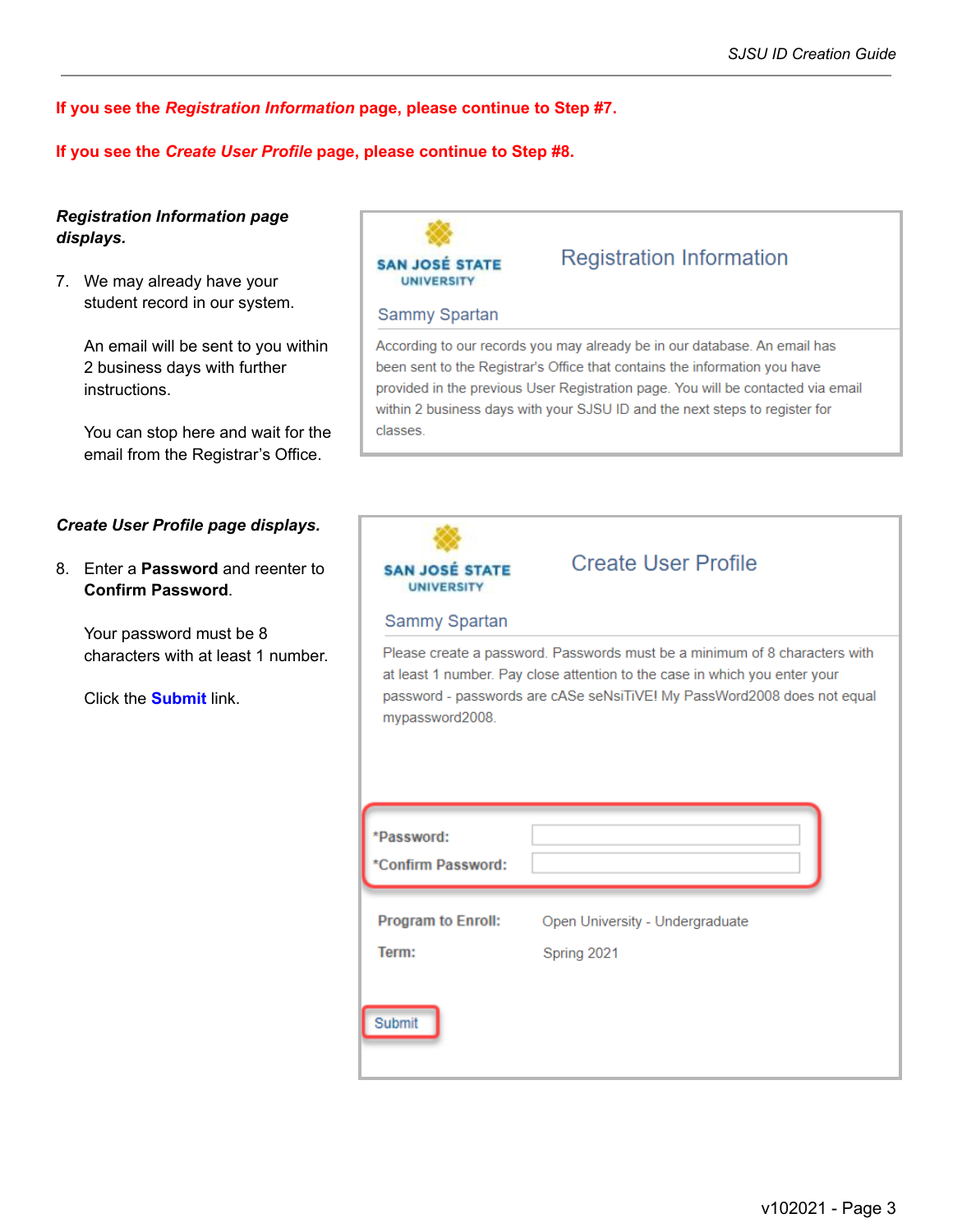**If you see the *Registration Information* page, please continue to Step #7.**

**If you see the *Create User Profile* page, please continue to Step #8.**

***Registration Information page displays.***

7. We may already have your student record in our system.

   An email will be sent to you within 2 business days with further instructions.

   You can stop here and wait for the email from the Registrar's Office.

SAN JOSÉ STATE UNIVERSITY

Registration Information

Sammy Spartan

According to our records you may already be in our database. An email has been sent to the Registrar's Office that contains the information you have provided in the previous User Registration page. You will be contacted via email within 2 business days with your SJSU ID and the next steps to register for classes.

***Create User Profile page displays.***

8. Enter a **Password** and reenter to **Confirm Password**.

   Your password must be 8 characters with at least 1 number.

   Click the **Submit** link.

SAN JOSÉ STATE UNIVERSITY

Create User Profile

Sammy Spartan

Please create a password. Passwords must be a minimum of 8 characters with at least 1 number. Pay close attention to the case in which you enter your password - passwords are cASe seNsiTiVE! My PassWord2008 does not equal mypassword2008.

*Password:

*Confirm Password:

Program to Enroll: Open University - Undergraduate

Term: Spring 2021

Submit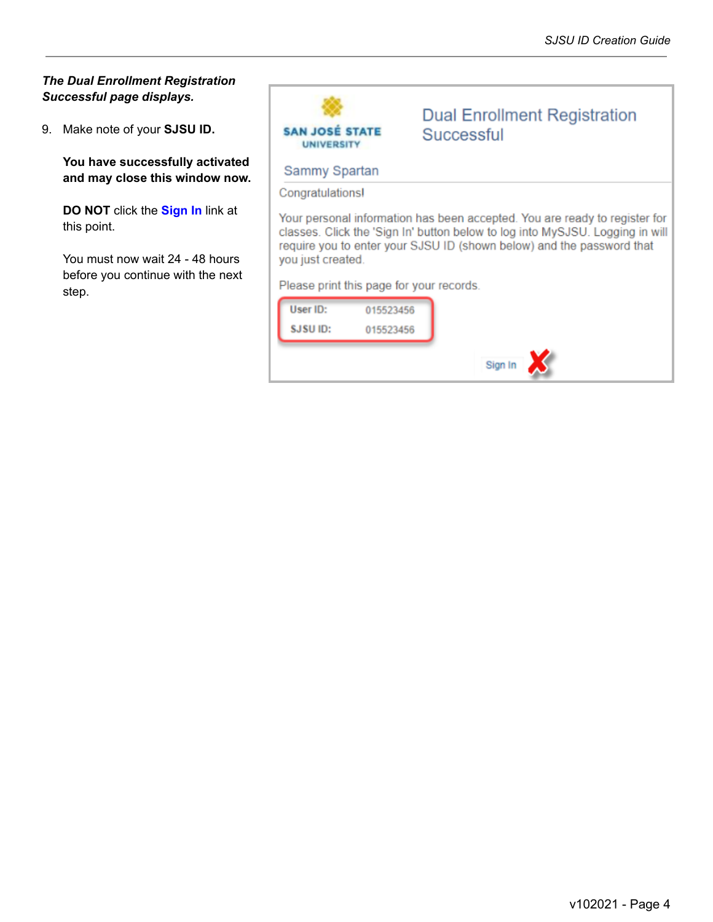***The Dual Enrollment Registration Successful page displays.***

9. Make note of your **SJSU ID.**

   **You have successfully activated and may close this window now.**

   **DO NOT** click the **Sign In** link at this point.

   You must now wait 24 - 48 hours before you continue with the next step.

SAN JOSÉ STATE UNIVERSITY

Dual Enrollment Registration Successful

Sammy Spartan

Congratulations!

Your personal information has been accepted. You are ready to register for classes. Click the 'Sign In' button below to log into MySJSU. Logging in will require you to enter your SJSU ID (shown below) and the password that you just created.

Please print this page for your records.

| | |
|---|---|
| User ID: | 015523456 |
| SJSU ID: | 015523456 |

Sign In